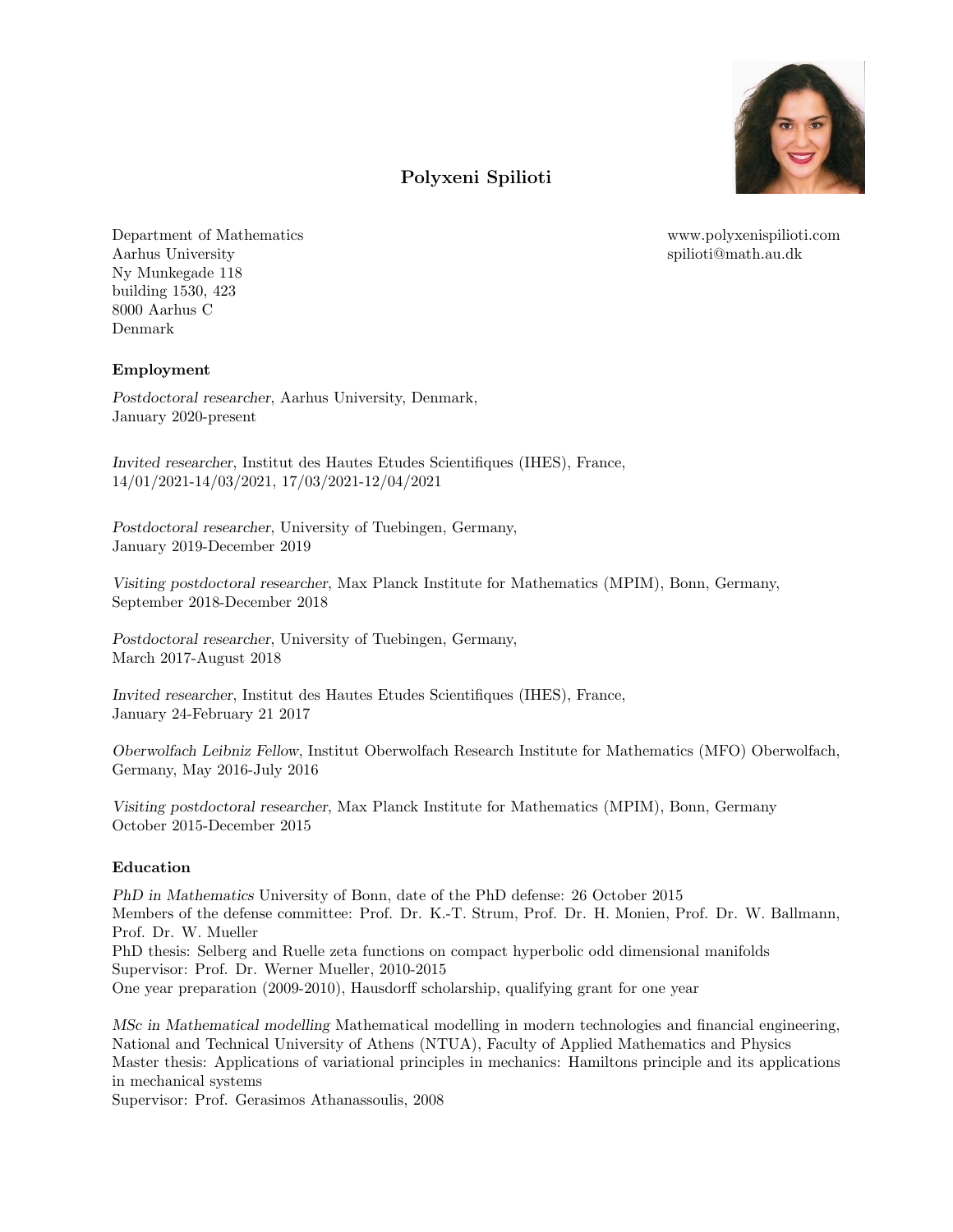# Polyxeni Spilioti

Department of Mathematics
Aarhus University
Ny Munkegade 118
building 1530, 423
8000 Aarhus C
Denmark

www.polyxenispilioti.com
spilioti@math.au.dk

## Employment

*Postdoctoral researcher*, Aarhus University, Denmark,
January 2020-present

*Invited researcher*, Institut des Hautes Etudes Scientifiques (IHES), France,
14/01/2021-14/03/2021, 17/03/2021-12/04/2021

*Postdoctoral researcher*, University of Tuebingen, Germany,
January 2019-December 2019

*Visiting postdoctoral researcher*, Max Planck Institute for Mathematics (MPIM), Bonn, Germany,
September 2018-December 2018

*Postdoctoral researcher*, University of Tuebingen, Germany,
March 2017-August 2018

*Invited researcher*, Institut des Hautes Etudes Scientifiques (IHES), France,
January 24-February 21 2017

*Oberwolfach Leibniz Fellow*, Institut Oberwolfach Research Institute for Mathematics (MFO) Oberwolfach, Germany, May 2016-July 2016

*Visiting postdoctoral researcher*, Max Planck Institute for Mathematics (MPIM), Bonn, Germany
October 2015-December 2015

## Education

*PhD in Mathematics* University of Bonn, date of the PhD defense: 26 October 2015
Members of the defense committee: Prof. Dr. K.-T. Strum, Prof. Dr. H. Monien, Prof. Dr. W. Ballmann, Prof. Dr. W. Mueller
PhD thesis: Selberg and Ruelle zeta functions on compact hyperbolic odd dimensional manifolds
Supervisor: Prof. Dr. Werner Mueller, 2010-2015
One year preparation (2009-2010), Hausdorff scholarship, qualifying grant for one year

*MSc in Mathematical modelling* Mathematical modelling in modern technologies and financial engineering, National and Technical University of Athens (NTUA), Faculty of Applied Mathematics and Physics
Master thesis: Applications of variational principles in mechanics: Hamiltons principle and its applications in mechanical systems
Supervisor: Prof. Gerasimos Athanassoulis, 2008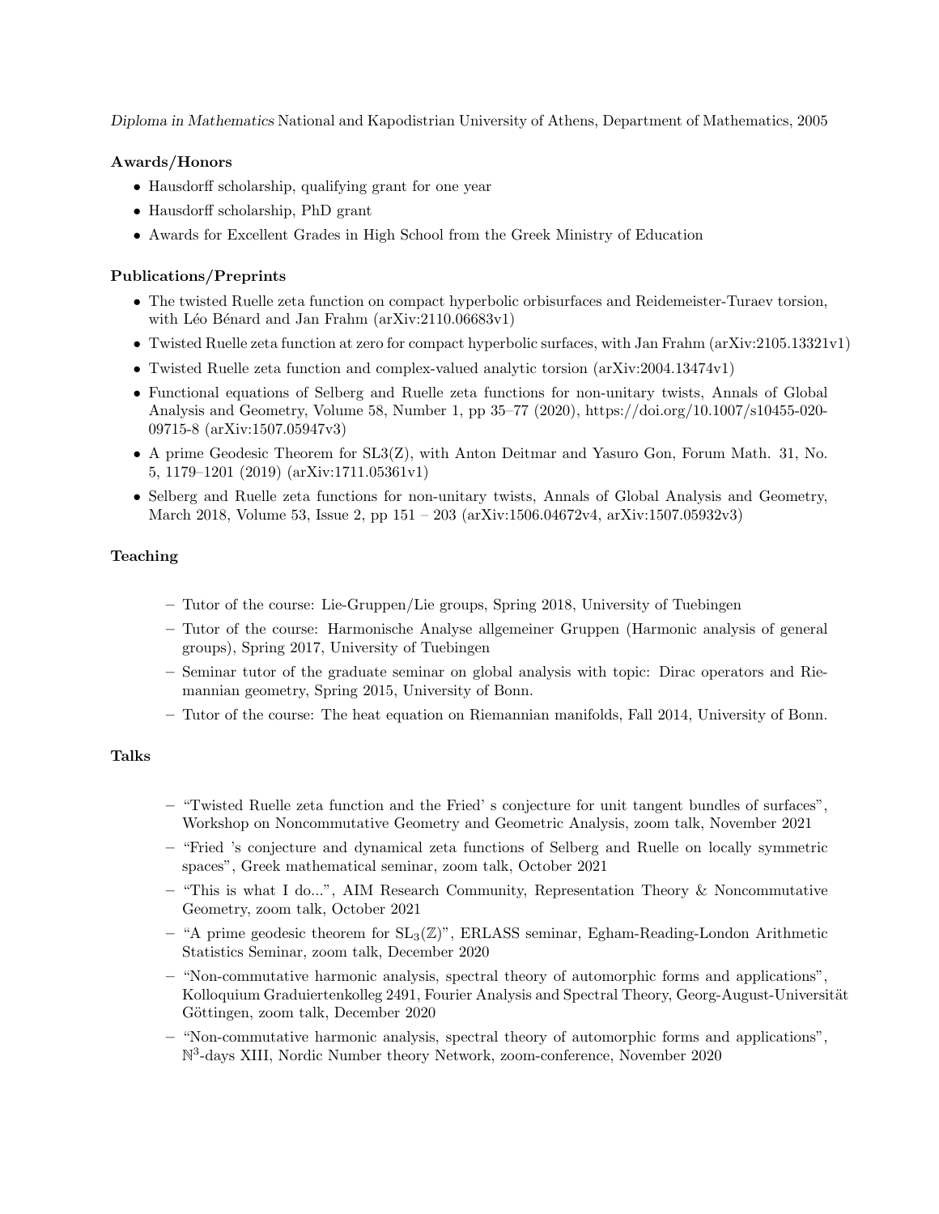*Diploma in Mathematics* National and Kapodistrian University of Athens, Department of Mathematics, 2005

### Awards/Honors

- Hausdorff scholarship, qualifying grant for one year
- Hausdorff scholarship, PhD grant
- Awards for Excellent Grades in High School from the Greek Ministry of Education

### Publications/Preprints

- The twisted Ruelle zeta function on compact hyperbolic orbisurfaces and Reidemeister-Turaev torsion, with Léo Bénard and Jan Frahm (arXiv:2110.06683v1)
- Twisted Ruelle zeta function at zero for compact hyperbolic surfaces, with Jan Frahm (arXiv:2105.13321v1)
- Twisted Ruelle zeta function and complex-valued analytic torsion (arXiv:2004.13474v1)
- Functional equations of Selberg and Ruelle zeta functions for non-unitary twists, Annals of Global Analysis and Geometry, Volume 58, Number 1, pp 35–77 (2020), https://doi.org/10.1007/s10455-020-09715-8 (arXiv:1507.05947v3)
- A prime Geodesic Theorem for SL3(Z), with Anton Deitmar and Yasuro Gon, Forum Math. 31, No. 5, 1179–1201 (2019) (arXiv:1711.05361v1)
- Selberg and Ruelle zeta functions for non-unitary twists, Annals of Global Analysis and Geometry, March 2018, Volume 53, Issue 2, pp 151 – 203 (arXiv:1506.04672v4, arXiv:1507.05932v3)

### Teaching

- Tutor of the course: Lie-Gruppen/Lie groups, Spring 2018, University of Tuebingen
- Tutor of the course: Harmonische Analyse allgemeiner Gruppen (Harmonic analysis of general groups), Spring 2017, University of Tuebingen
- Seminar tutor of the graduate seminar on global analysis with topic: Dirac operators and Riemannian geometry, Spring 2015, University of Bonn.
- Tutor of the course: The heat equation on Riemannian manifolds, Fall 2014, University of Bonn.

### Talks

- "Twisted Ruelle zeta function and the Fried' s conjecture for unit tangent bundles of surfaces", Workshop on Noncommutative Geometry and Geometric Analysis, zoom talk, November 2021
- "Fried 's conjecture and dynamical zeta functions of Selberg and Ruelle on locally symmetric spaces", Greek mathematical seminar, zoom talk, October 2021
- "This is what I do...", AIM Research Community, Representation Theory & Noncommutative Geometry, zoom talk, October 2021
- "A prime geodesic theorem for $\mathrm{SL}_3(\mathbb{Z})$", ERLASS seminar, Egham-Reading-London Arithmetic Statistics Seminar, zoom talk, December 2020
- "Non-commutative harmonic analysis, spectral theory of automorphic forms and applications", Kolloquium Graduiertenkolleg 2491, Fourier Analysis and Spectral Theory, Georg-August-Universität Göttingen, zoom talk, December 2020
- "Non-commutative harmonic analysis, spectral theory of automorphic forms and applications", $\mathbb{N}^3$-days XIII, Nordic Number theory Network, zoom-conference, November 2020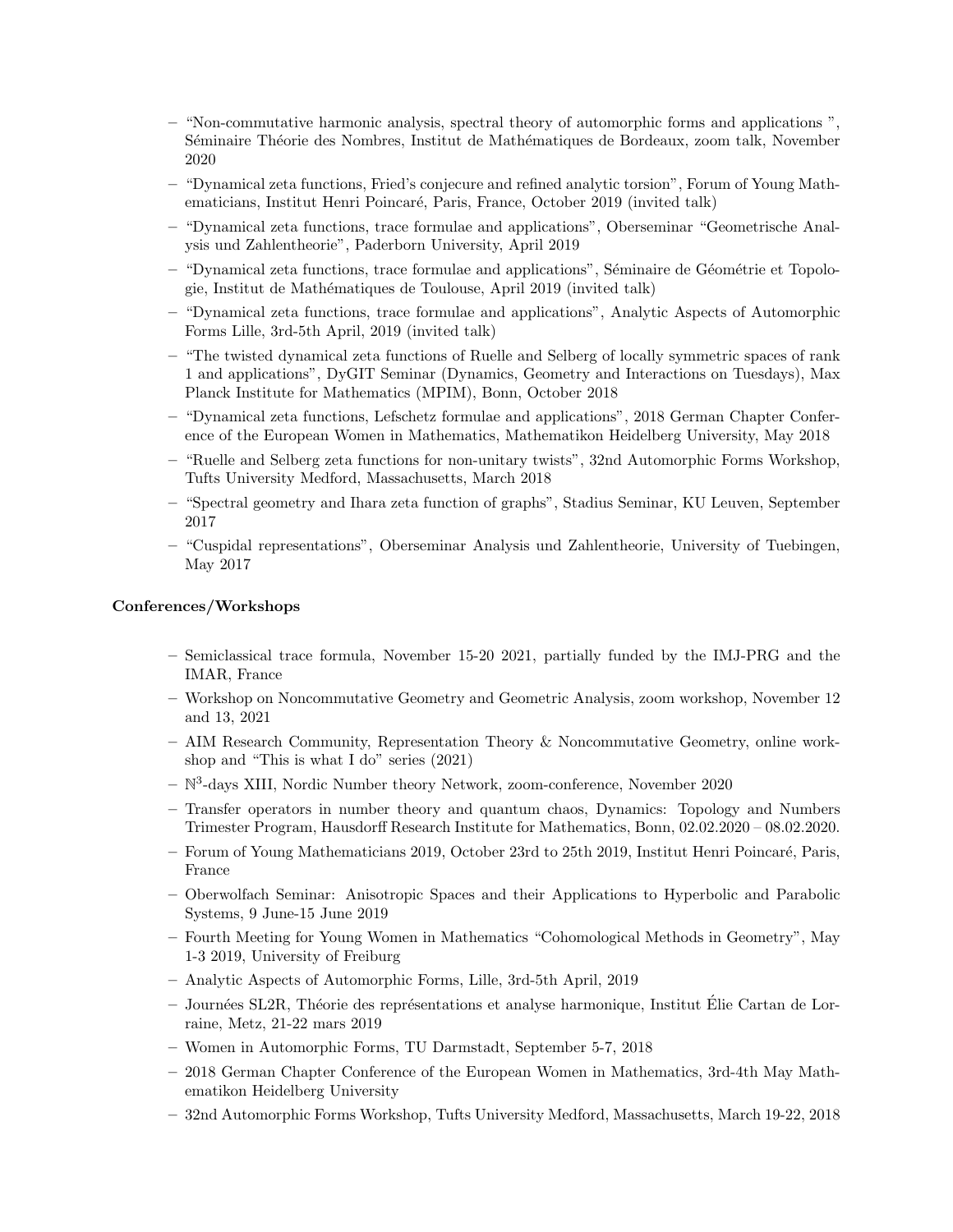- “Non-commutative harmonic analysis, spectral theory of automorphic forms and applications ”, Séminaire Théorie des Nombres, Institut de Mathématiques de Bordeaux, zoom talk, November 2020
- “Dynamical zeta functions, Fried’s conjecure and refined analytic torsion”, Forum of Young Mathematicians, Institut Henri Poincaré, Paris, France, October 2019 (invited talk)
- “Dynamical zeta functions, trace formulae and applications”, Oberseminar “Geometrische Analysis und Zahlentheorie”, Paderborn University, April 2019
- “Dynamical zeta functions, trace formulae and applications”, Séminaire de Géométrie et Topologie, Institut de Mathématiques de Toulouse, April 2019 (invited talk)
- “Dynamical zeta functions, trace formulae and applications”, Analytic Aspects of Automorphic Forms Lille, 3rd-5th April, 2019 (invited talk)
- “The twisted dynamical zeta functions of Ruelle and Selberg of locally symmetric spaces of rank 1 and applications”, DyGIT Seminar (Dynamics, Geometry and Interactions on Tuesdays), Max Planck Institute for Mathematics (MPIM), Bonn, October 2018
- “Dynamical zeta functions, Lefschetz formulae and applications”, 2018 German Chapter Conference of the European Women in Mathematics, Mathematikon Heidelberg University, May 2018
- “Ruelle and Selberg zeta functions for non-unitary twists”, 32nd Automorphic Forms Workshop, Tufts University Medford, Massachusetts, March 2018
- “Spectral geometry and Ihara zeta function of graphs”, Stadius Seminar, KU Leuven, September 2017
- “Cuspidal representations”, Oberseminar Analysis und Zahlentheorie, University of Tuebingen, May 2017

**Conferences/Workshops**

- Semiclassical trace formula, November 15-20 2021, partially funded by the IMJ-PRG and the IMAR, France
- Workshop on Noncommutative Geometry and Geometric Analysis, zoom workshop, November 12 and 13, 2021
- AIM Research Community, Representation Theory & Noncommutative Geometry, online workshop and “This is what I do” series (2021)
- $\mathbb{N}^3$-days XIII, Nordic Number theory Network, zoom-conference, November 2020
- Transfer operators in number theory and quantum chaos, Dynamics: Topology and Numbers Trimester Program, Hausdorff Research Institute for Mathematics, Bonn, 02.02.2020 – 08.02.2020.
- Forum of Young Mathematicians 2019, October 23rd to 25th 2019, Institut Henri Poincaré, Paris, France
- Oberwolfach Seminar: Anisotropic Spaces and their Applications to Hyperbolic and Parabolic Systems, 9 June-15 June 2019
- Fourth Meeting for Young Women in Mathematics “Cohomological Methods in Geometry”, May 1-3 2019, University of Freiburg
- Analytic Aspects of Automorphic Forms, Lille, 3rd-5th April, 2019
- Journées SL2R, Théorie des représentations et analyse harmonique, Institut Élie Cartan de Lorraine, Metz, 21-22 mars 2019
- Women in Automorphic Forms, TU Darmstadt, September 5-7, 2018
- 2018 German Chapter Conference of the European Women in Mathematics, 3rd-4th May Mathematikon Heidelberg University
- 32nd Automorphic Forms Workshop, Tufts University Medford, Massachusetts, March 19-22, 2018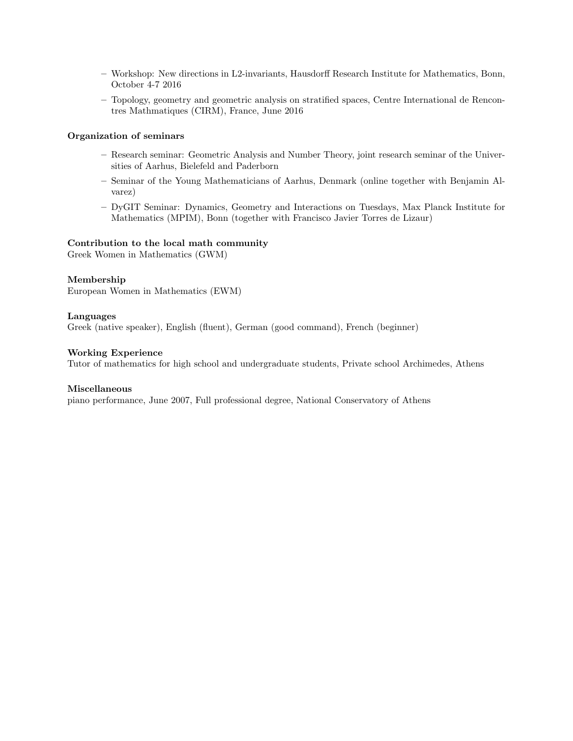- Workshop: New directions in L2-invariants, Hausdorff Research Institute for Mathematics, Bonn, October 4-7 2016
- Topology, geometry and geometric analysis on stratified spaces, Centre International de Rencontres Mathmatiques (CIRM), France, June 2016

**Organization of seminars**

- Research seminar: Geometric Analysis and Number Theory, joint research seminar of the Universities of Aarhus, Bielefeld and Paderborn
- Seminar of the Young Mathematicians of Aarhus, Denmark (online together with Benjamin Alvarez)
- DyGIT Seminar: Dynamics, Geometry and Interactions on Tuesdays, Max Planck Institute for Mathematics (MPIM), Bonn (together with Francisco Javier Torres de Lizaur)

**Contribution to the local math community**
Greek Women in Mathematics (GWM)

**Membership**
European Women in Mathematics (EWM)

**Languages**
Greek (native speaker), English (fluent), German (good command), French (beginner)

**Working Experience**
Tutor of mathematics for high school and undergraduate students, Private school Archimedes, Athens

**Miscellaneous**
piano performance, June 2007, Full professional degree, National Conservatory of Athens